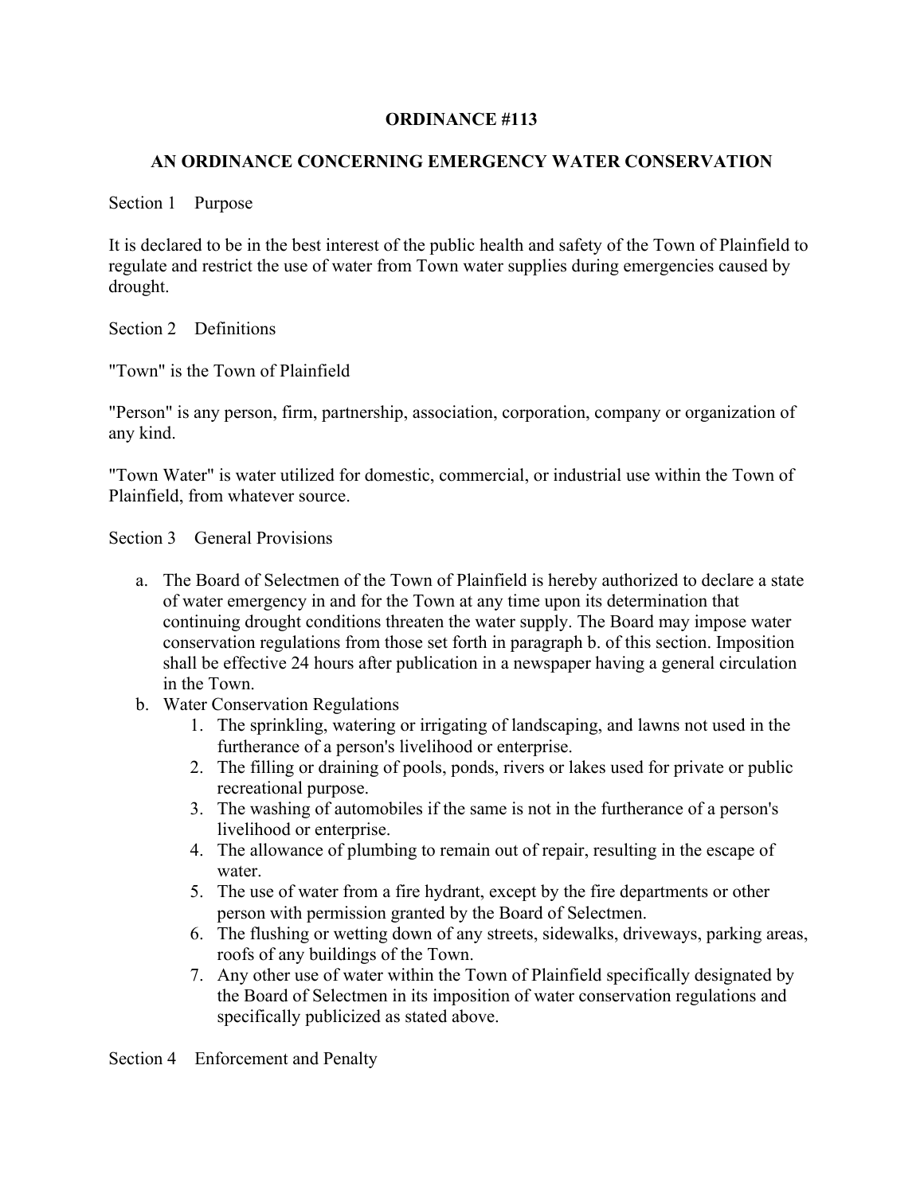# ORDINANCE #113

## AN ORDINANCE CONCERNING EMERGENCY WATER CONSERVATION

Section 1 Purpose

It is declared to be in the best interest of the public health and safety of the Town of Plainfield to regulate and restrict the use of water from Town water supplies during emergencies caused by drought.

Section 2 Definitions

"Town" is the Town of Plainfield

"Person" is any person, firm, partnership, association, corporation, company or organization of any kind.

"Town Water" is water utilized for domestic, commercial, or industrial use within the Town of Plainfield, from whatever source.

Section 3 General Provisions

a. The Board of Selectmen of the Town of Plainfield is hereby authorized to declare a state of water emergency in and for the Town at any time upon its determination that continuing drought conditions threaten the water supply. The Board may impose water conservation regulations from those set forth in paragraph b. of this section. Imposition shall be effective 24 hours after publication in a newspaper having a general circulation in the Town.
b. Water Conservation Regulations
    1. The sprinkling, watering or irrigating of landscaping, and lawns not used in the furtherance of a person's livelihood or enterprise.
    2. The filling or draining of pools, ponds, rivers or lakes used for private or public recreational purpose.
    3. The washing of automobiles if the same is not in the furtherance of a person's livelihood or enterprise.
    4. The allowance of plumbing to remain out of repair, resulting in the escape of water.
    5. The use of water from a fire hydrant, except by the fire departments or other person with permission granted by the Board of Selectmen.
    6. The flushing or wetting down of any streets, sidewalks, driveways, parking areas, roofs of any buildings of the Town.
    7. Any other use of water within the Town of Plainfield specifically designated by the Board of Selectmen in its imposition of water conservation regulations and specifically publicized as stated above.

Section 4 Enforcement and Penalty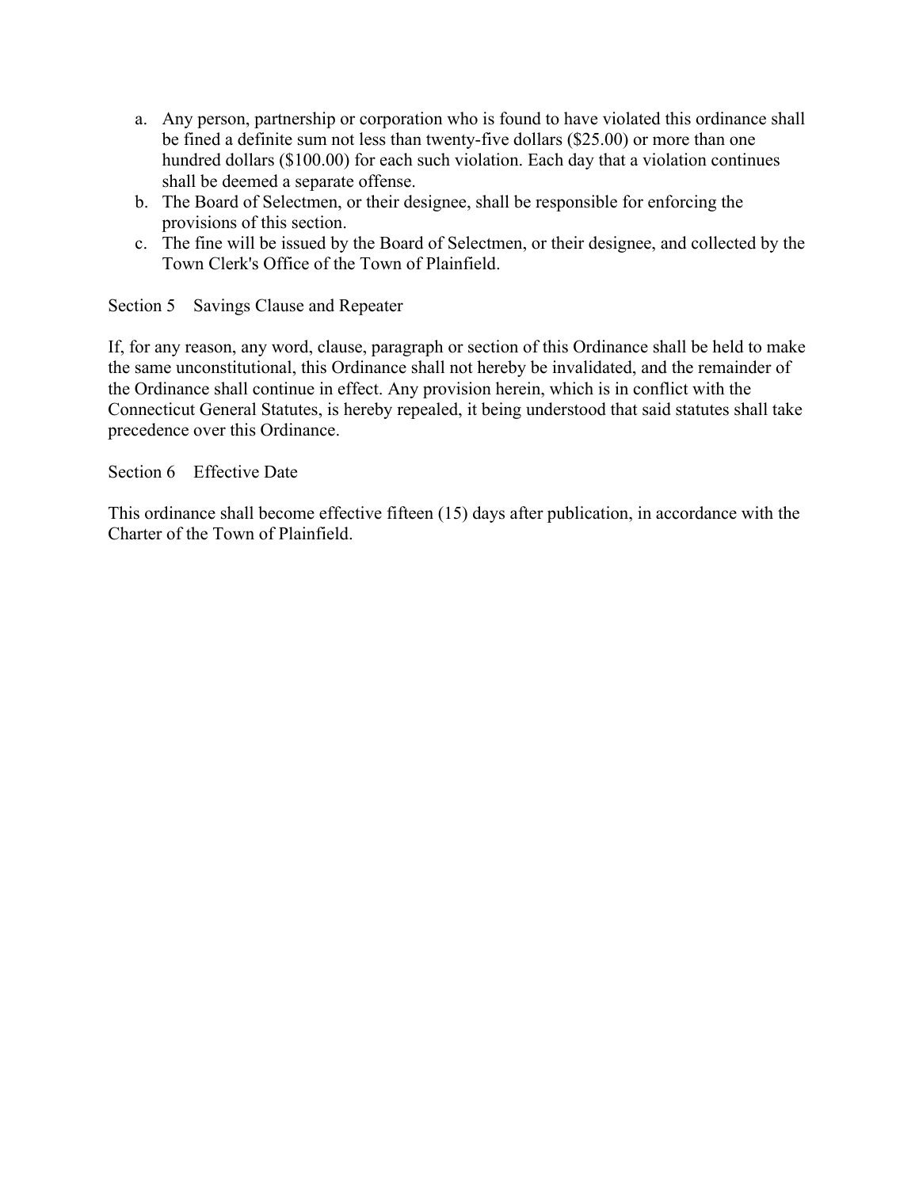a. Any person, partnership or corporation who is found to have violated this ordinance shall be fined a definite sum not less than twenty-five dollars ($25.00) or more than one hundred dollars ($100.00) for each such violation. Each day that a violation continues shall be deemed a separate offense.
b. The Board of Selectmen, or their designee, shall be responsible for enforcing the provisions of this section.
c. The fine will be issued by the Board of Selectmen, or their designee, and collected by the Town Clerk's Office of the Town of Plainfield.

Section 5 Savings Clause and Repeater

If, for any reason, any word, clause, paragraph or section of this Ordinance shall be held to make the same unconstitutional, this Ordinance shall not hereby be invalidated, and the remainder of the Ordinance shall continue in effect. Any provision herein, which is in conflict with the Connecticut General Statutes, is hereby repealed, it being understood that said statutes shall take precedence over this Ordinance.

Section 6 Effective Date

This ordinance shall become effective fifteen (15) days after publication, in accordance with the Charter of the Town of Plainfield.